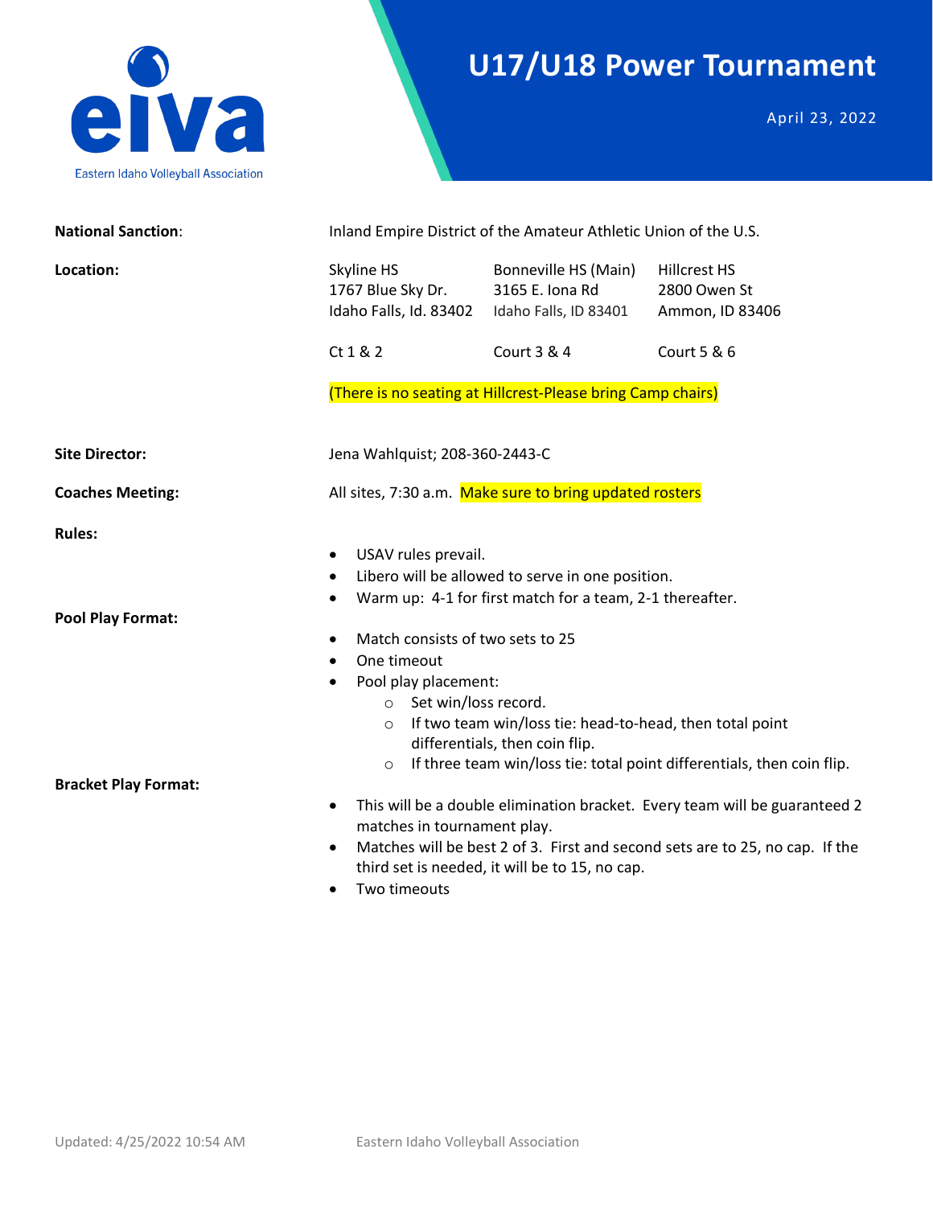eiva

Eastern Idaho Volleyball Association

# U17/U18 Power Tournament

April 23, 2022

**National Sanction**: Inland Empire District of the Amateur Athletic Union of the U.S.

**Location:**

| Skyline HS | Bonneville HS (Main) | Hillcrest HS |
|---|---|---|
| 1767 Blue Sky Dr. | 3165 E. Iona Rd | 2800 Owen St |
| Idaho Falls, Id. 83402 | Idaho Falls, ID 83401 | Ammon, ID 83406 |
| Ct 1 & 2 | Court 3 & 4 | Court 5 & 6 |

(There is no seating at Hillcrest-Please bring Camp chairs)

**Site Director:** Jena Wahlquist; 208-360-2443-C

**Coaches Meeting:** All sites, 7:30 a.m. Make sure to bring updated rosters

**Rules:**

- USAV rules prevail.
- Libero will be allowed to serve in one position.
- Warm up: 4-1 for first match for a team, 2-1 thereafter.

**Pool Play Format:**

- Match consists of two sets to 25
- One timeout
- Pool play placement:
  - Set win/loss record.
  - If two team win/loss tie: head-to-head, then total point differentials, then coin flip.
  - If three team win/loss tie: total point differentials, then coin flip.

**Bracket Play Format:**

- This will be a double elimination bracket. Every team will be guaranteed 2 matches in tournament play.
- Matches will be best 2 of 3. First and second sets are to 25, no cap. If the third set is needed, it will be to 15, no cap.
- Two timeouts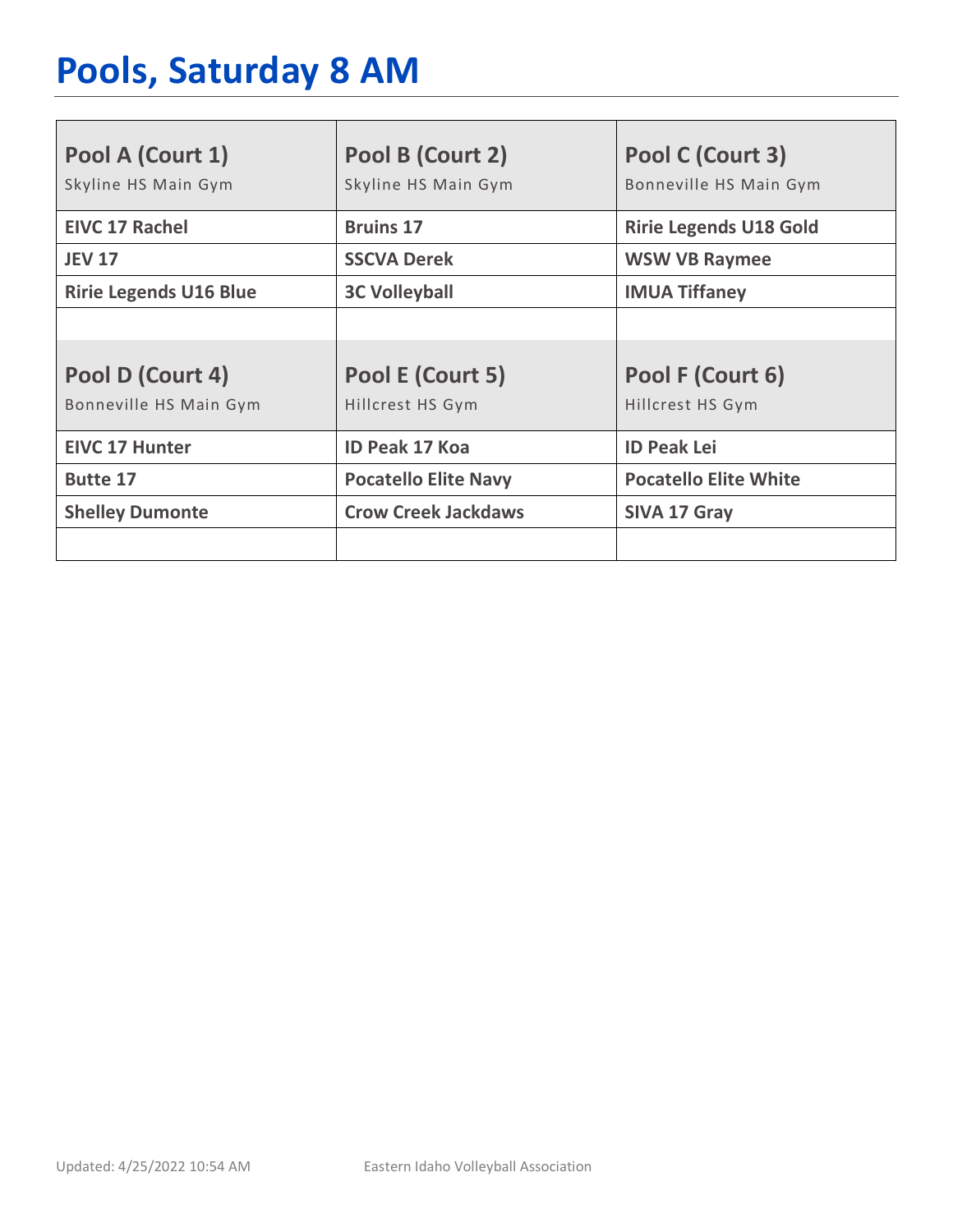# Pools, Saturday 8 AM

| Pool A (Court 1)<br>Skyline HS Main Gym | Pool B (Court 2)<br>Skyline HS Main Gym | Pool C (Court 3)<br>Bonneville HS Main Gym |
|---|---|---|
| **EIVC 17 Rachel** | **Bruins 17** | **Ririe Legends U18 Gold** |
| **JEV 17** | **SSCVA Derek** | **WSW VB Raymee** |
| **Ririe Legends U16 Blue** | **3C Volleyball** | **IMUA Tiffaney** |
| | | |

| Pool D (Court 4)<br>Bonneville HS Main Gym | Pool E (Court 5)<br>Hillcrest HS Gym | Pool F (Court 6)<br>Hillcrest HS Gym |
|---|---|---|
| **EIVC 17 Hunter** | **ID Peak 17 Koa** | **ID Peak Lei** |
| **Butte 17** | **Pocatello Elite Navy** | **Pocatello Elite White** |
| **Shelley Dumonte** | **Crow Creek Jackdaws** | **SIVA 17 Gray** |
| | | |

Updated: 4/25/2022 10:54 AM    Eastern Idaho Volleyball Association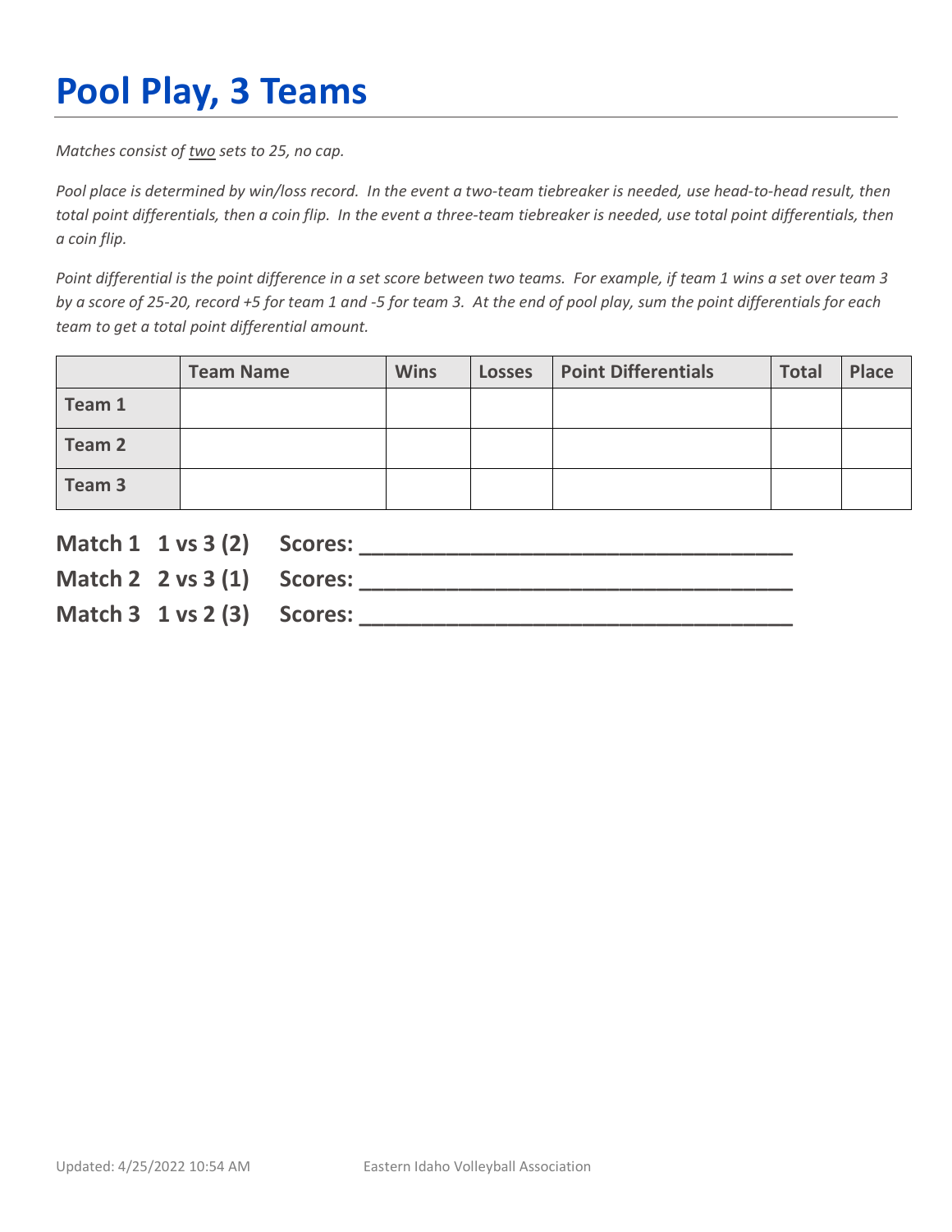# Pool Play, 3 Teams

*Matches consist of <u>two</u> sets to 25, no cap.*

*Pool place is determined by win/loss record. In the event a two-team tiebreaker is needed, use head-to-head result, then total point differentials, then a coin flip. In the event a three-team tiebreaker is needed, use total point differentials, then a coin flip.*

*Point differential is the point difference in a set score between two teams. For example, if team 1 wins a set over team 3 by a score of 25-20, record +5 for team 1 and -5 for team 3. At the end of pool play, sum the point differentials for each team to get a total point differential amount.*

| | Team Name | Wins | Losses | Point Differentials | Total | Place |
|---|---|---|---|---|---|---|
| **Team 1** | | | | | | |
| **Team 2** | | | | | | |
| **Team 3** | | | | | | |

**Match 1 1 vs 3 (2) Scores: ___________________________________**

**Match 2 2 vs 3 (1) Scores: ___________________________________**

**Match 3 1 vs 2 (3) Scores: ___________________________________**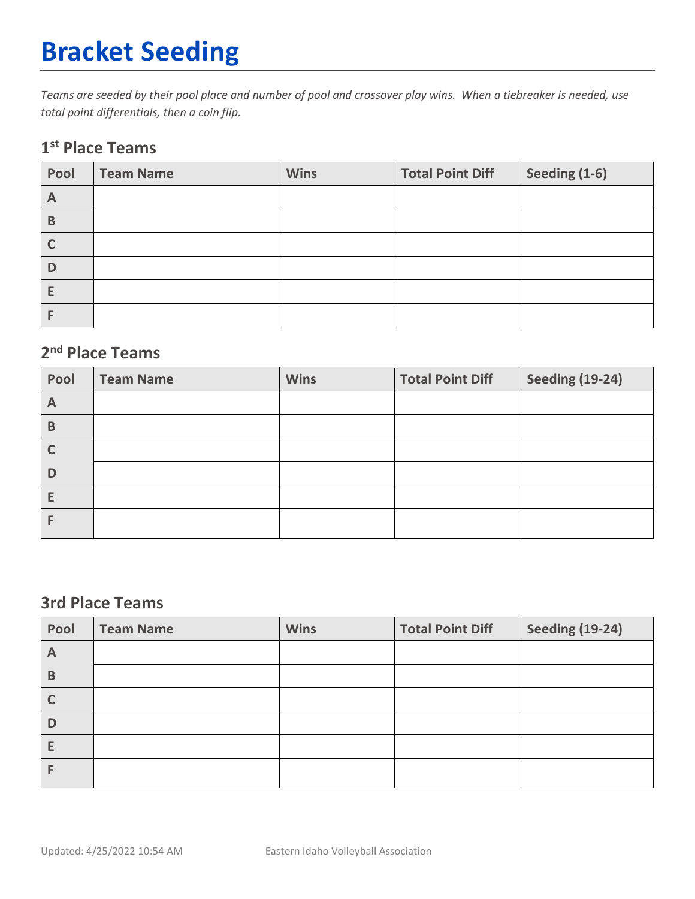# Bracket Seeding

*Teams are seeded by their pool place and number of pool and crossover play wins. When a tiebreaker is needed, use total point differentials, then a coin flip.*

## 1st Place Teams

| Pool | Team Name | Wins | Total Point Diff | Seeding (1-6) |
|---|---|---|---|---|
| A | | | | |
| B | | | | |
| C | | | | |
| D | | | | |
| E | | | | |
| F | | | | |

## 2nd Place Teams

| Pool | Team Name | Wins | Total Point Diff | Seeding (19-24) |
|---|---|---|---|---|
| A | | | | |
| B | | | | |
| C | | | | |
| D | | | | |
| E | | | | |
| F | | | | |

## 3rd Place Teams

| Pool | Team Name | Wins | Total Point Diff | Seeding (19-24) |
|---|---|---|---|---|
| A | | | | |
| B | | | | |
| C | | | | |
| D | | | | |
| E | | | | |
| F | | | | |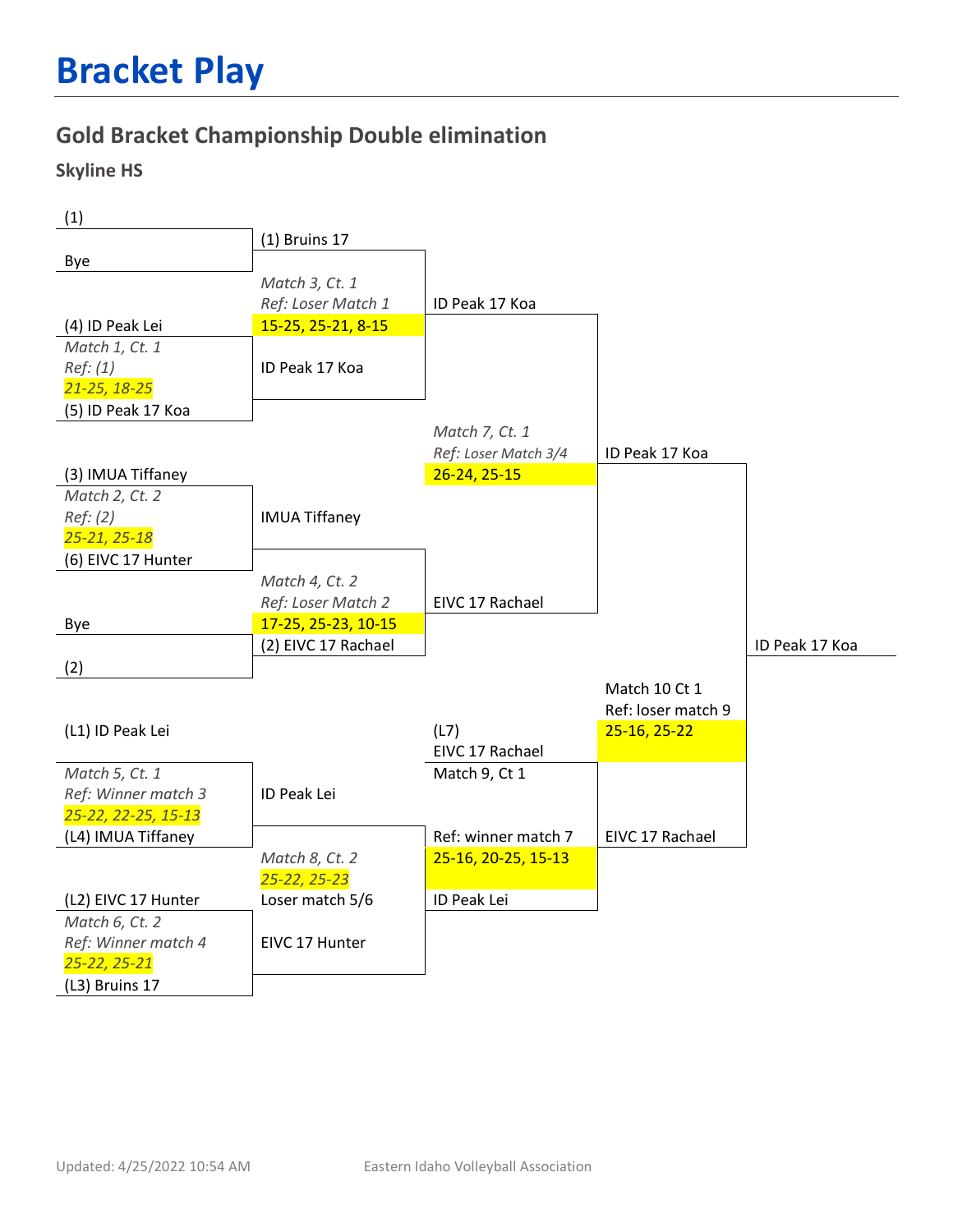# Bracket Play

## Gold Bracket Championship Double elimination

### Skyline HS

**Winners Bracket**

(1)
Bye

(1) Bruins 17
*Match 3, Ct. 1*
*Ref: Loser Match 1*
15-25, 25-21, 8-15
ID Peak 17 Koa

(4) ID Peak Lei
*Match 1, Ct. 1*
*Ref: (1)*
*21-25, 18-25*
(5) ID Peak 17 Koa

ID Peak 17 Koa
*Match 7, Ct. 1*
*Ref: Loser Match 3/4*
26-24, 25-15
EIVC 17 Rachael

ID Peak 17 Koa

(3) IMUA Tiffaney
*Match 2, Ct. 2*
*Ref: (2)*
*25-21, 25-18*
(6) EIVC 17 Hunter

IMUA Tiffaney
*Match 4, Ct. 2*
*Ref: Loser Match 2*
17-25, 25-23, 10-15
(2) EIVC 17 Rachael

Bye
(2)

**Final**

ID Peak 17 Koa
Match 10 Ct 1
Ref: loser match 9
25-16, 25-22
EIVC 17 Rachael

Champion: ID Peak 17 Koa

**Consolation Bracket**

(L1) ID Peak Lei
*Match 5, Ct. 1*
*Ref: Winner match 3*
*25-22, 22-25, 15-13*
(L4) IMUA Tiffaney

ID Peak Lei
*Match 8, Ct. 2*
*25-22, 25-23*
Loser match 5/6
EIVC 17 Hunter

(L2) EIVC 17 Hunter
*Match 6, Ct. 2*
*Ref: Winner match 4*
*25-22, 25-21*
(L3) Bruins 17

(L7)
EIVC 17 Rachael
Match 9, Ct 1
Ref: winner match 7
25-16, 20-25, 15-13
ID Peak Lei

EIVC 17 Rachael

Updated: 4/25/2022 10:54 AM

Eastern Idaho Volleyball Association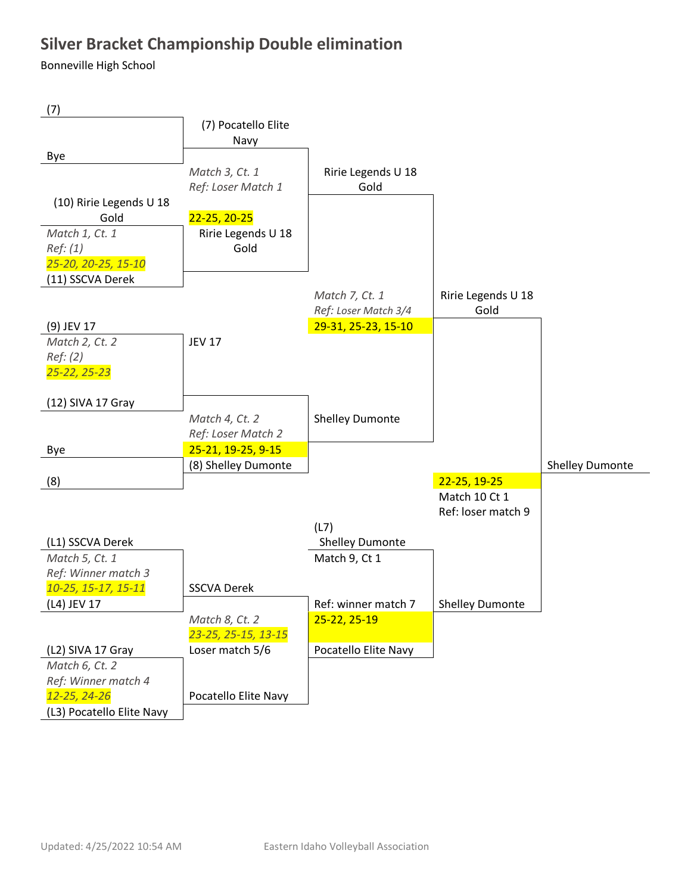# Silver Bracket Championship Double elimination

Bonneville High School

## Winners Bracket

**Match 1, Ct. 1** — Ref: (1)
- (10) Ririe Legends U 18 Gold
- (11) SSCVA Derek
- Score: 25-20, 20-25, 15-10
- Winner: Ririe Legends U 18 Gold

**Match 2, Ct. 2** — Ref: (2)
- (9) JEV 17
- (12) SIVA 17 Gray
- Score: 25-22, 25-23
- Winner: JEV 17

**Match 3, Ct. 1** — Ref: Loser Match 1
- (7) Pocatello Elite Navy (Bye in first round)
- Ririe Legends U 18 Gold
- Score: 22-25, 20-25
- Winner: Ririe Legends U 18 Gold

**Match 4, Ct. 2** — Ref: Loser Match 2
- JEV 17
- (8) Shelley Dumonte (Bye in first round)
- Score: 25-21, 19-25, 9-15
- Winner: Shelley Dumonte

**Match 7, Ct. 1** — Ref: Loser Match 3/4
- Ririe Legends U 18 Gold
- Shelley Dumonte
- Score: 29-31, 25-23, 15-10
- Winner: Ririe Legends U 18 Gold

## Losers Bracket

**Match 5, Ct. 1** — Ref: Winner match 3
- (L1) SSCVA Derek
- (L4) JEV 17
- Score: 10-25, 15-17, 15-11
- Winner: SSCVA Derek

**Match 6, Ct. 2** — Ref: Winner match 4
- (L2) SIVA 17 Gray
- (L3) Pocatello Elite Navy
- Score: 12-25, 24-26
- Winner: Pocatello Elite Navy

**Match 8, Ct. 2** — Ref: Loser match 5/6
- SSCVA Derek
- Pocatello Elite Navy
- Score: 23-25, 25-15, 13-15
- Winner: Pocatello Elite Navy

**Match 9, Ct 1** — Ref: winner match 7
- (L7) Shelley Dumonte
- Pocatello Elite Navy
- Score: 25-22, 25-19
- Winner: Shelley Dumonte

## Championship

**Match 10 Ct 1** — Ref: loser match 9
- Ririe Legends U 18 Gold
- Shelley Dumonte
- Score: 22-25, 19-25
- Winner: **Shelley Dumonte**

Updated: 4/25/2022 10:54 AM

Eastern Idaho Volleyball Association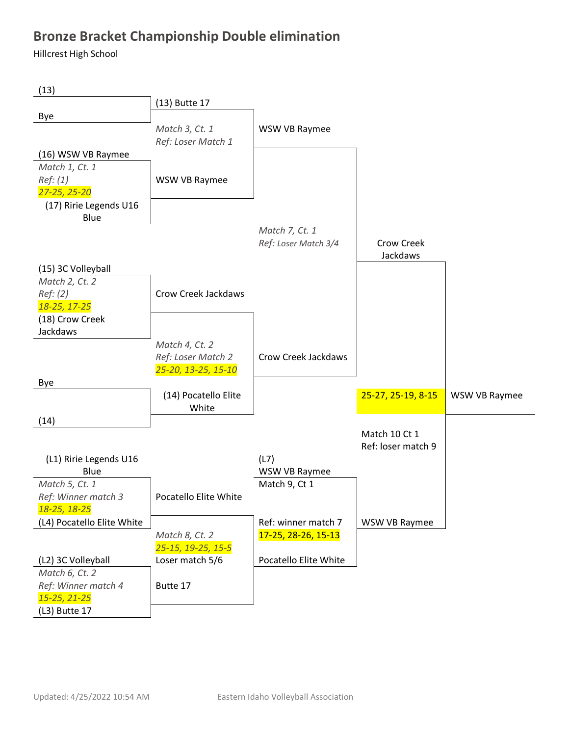# Bronze Bracket Championship Double elimination

Hillcrest High School

(13)

Bye

(13) Butte 17

*Match 3, Ct. 1*
*Ref: Loser Match 1*

WSW VB Raymee

(16) WSW VB Raymee

*Match 1, Ct. 1*
*Ref: (1)*
*27-25, 25-20*

(17) Ririe Legends U16 Blue

WSW VB Raymee

*Match 7, Ct. 1*
*Ref: Loser Match 3/4*

Crow Creek Jackdaws

(15) 3C Volleyball

*Match 2, Ct. 2*
*Ref: (2)*
*18-25, 17-25*

(18) Crow Creek Jackdaws

Crow Creek Jackdaws

*Match 4, Ct. 2*
*Ref: Loser Match 2*
*25-20, 13-25, 15-10*

Crow Creek Jackdaws

Bye

(14) Pocatello Elite White

(14)

25-27, 25-19, 8-15

WSW VB Raymee

Match 10 Ct 1
Ref: loser match 9

(L1) Ririe Legends U16 Blue

*Match 5, Ct. 1*
*Ref: Winner match 3*
*18-25, 18-25*

(L4) Pocatello Elite White

Pocatello Elite White

(L7)
WSW VB Raymee

Match 9, Ct 1

Ref: winner match 7
17-25, 28-26, 15-13

Pocatello Elite White

WSW VB Raymee

*Match 8, Ct. 2*
*25-15, 19-25, 15-5*
Loser match 5/6

(L2) 3C Volleyball

*Match 6, Ct. 2*
*Ref: Winner match 4*
*15-25, 21-25*

(L3) Butte 17

Butte 17

Updated: 4/25/2022 10:54 AM

Eastern Idaho Volleyball Association